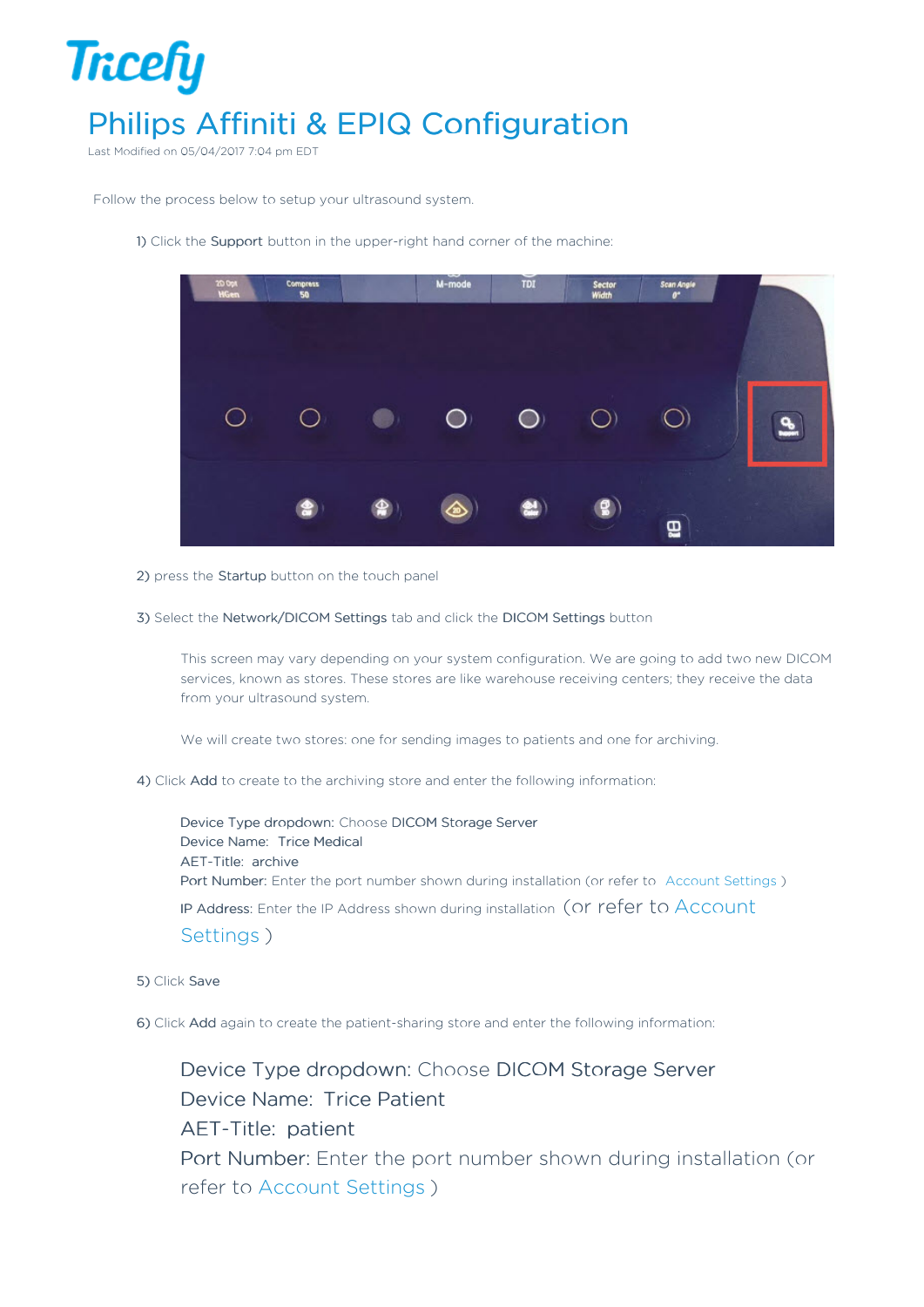# Tricefy

## Philips Affiniti & EPIQ Configuration

Last Modified on 05/04/2017 7:04 pm EDT

Follow the process below to setup your ultrasound system.

1) Click the **Support** button in the upper-right hand corner of the machine:

2) press the **Startup** button on the touch panel

3) Select the **Network/DICOM Settings** tab and click the **DICOM Settings** button

This screen may vary depending on your system configuration. We are going to add two new DICOM services, known as stores. These stores are like warehouse receiving centers; they receive the data from your ultrasound system.

We will create two stores: one for sending images to patients and one for archiving.

4) Click **Add** to create to the archiving store and enter the following information:

Device Type dropdown: Choose **DICOM Storage Server**
Device Name: **Trice Medical**
AET-Title: **archive**
Port Number: Enter the port number shown during installation (or refer to Account Settings )
IP Address: Enter the IP Address shown during installation (or refer to Account Settings )

5) Click **Save**

6) Click **Add** again to create the patient-sharing store and enter the following information:

Device Type dropdown: Choose **DICOM Storage Server**
Device Name: **Trice Patient**
AET-Title: **patient**
Port Number: Enter the port number shown during installation (or refer to Account Settings )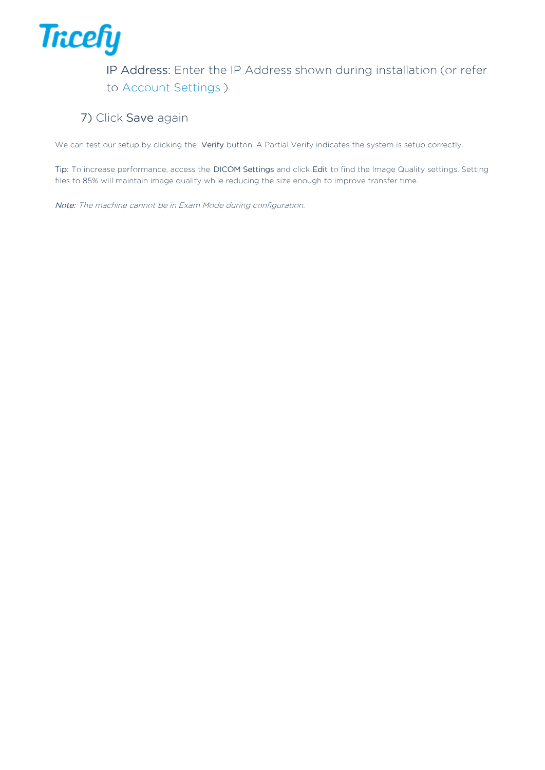IP Address: Enter the IP Address shown during installation (or refer to Account Settings )

7) Click **Save** again

We can test our setup by clicking the **Verify** button. A Partial Verify indicates the system is setup correctly.

Tip: To increase performance, access the DICOM Settings and click Edit to find the Image Quality settings. Setting files to 85% will maintain image quality while reducing the size enough to improve transfer time.

*Note: The machine cannot be in Exam Mode during configuration.*